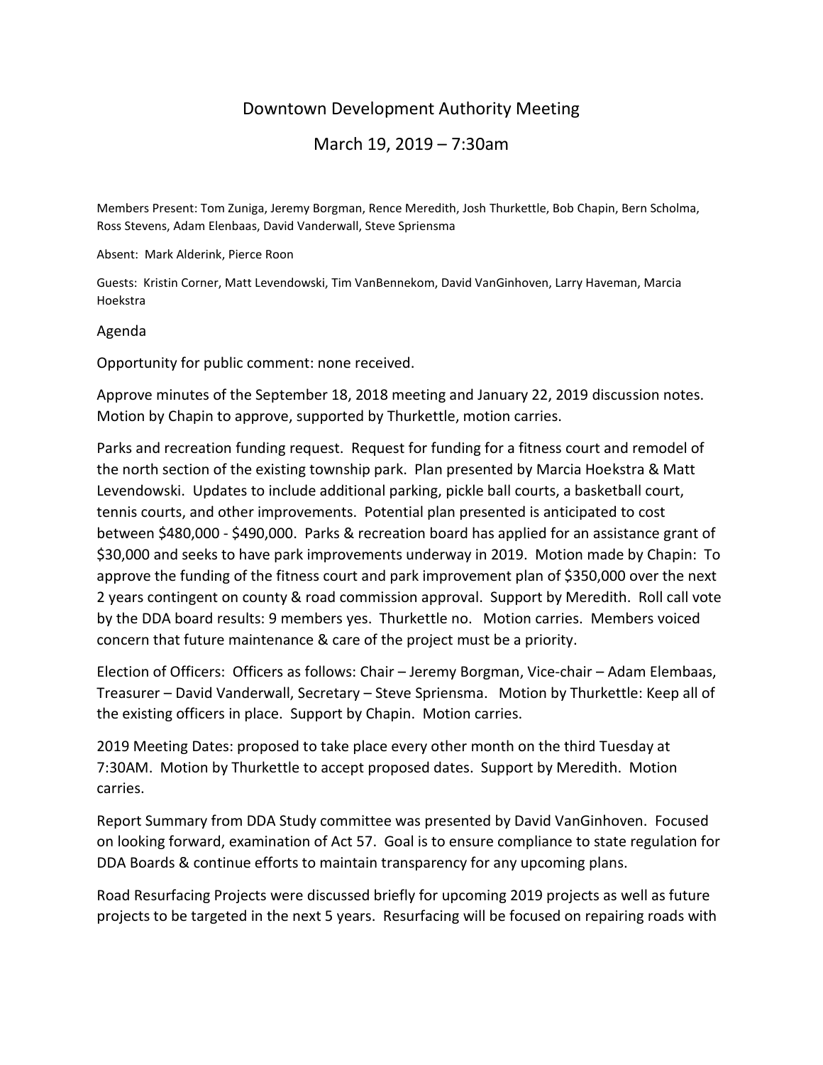# Downtown Development Authority Meeting

## March 19, 2019 – 7:30am

Members Present: Tom Zuniga, Jeremy Borgman, Rence Meredith, Josh Thurkettle, Bob Chapin, Bern Scholma, Ross Stevens, Adam Elenbaas, David Vanderwall, Steve Spriensma

Absent: Mark Alderink, Pierce Roon

Guests: Kristin Corner, Matt Levendowski, Tim VanBennekom, David VanGinhoven, Larry Haveman, Marcia Hoekstra

Agenda

Opportunity for public comment: none received.

Approve minutes of the September 18, 2018 meeting and January 22, 2019 discussion notes. Motion by Chapin to approve, supported by Thurkettle, motion carries.

Parks and recreation funding request. Request for funding for a fitness court and remodel of the north section of the existing township park. Plan presented by Marcia Hoekstra & Matt Levendowski. Updates to include additional parking, pickle ball courts, a basketball court, tennis courts, and other improvements. Potential plan presented is anticipated to cost between $480,000 - $490,000. Parks & recreation board has applied for an assistance grant of $30,000 and seeks to have park improvements underway in 2019. Motion made by Chapin: To approve the funding of the fitness court and park improvement plan of $350,000 over the next 2 years contingent on county & road commission approval. Support by Meredith. Roll call vote by the DDA board results: 9 members yes. Thurkettle no. Motion carries. Members voiced concern that future maintenance & care of the project must be a priority.

Election of Officers: Officers as follows: Chair – Jeremy Borgman, Vice-chair – Adam Elembaas, Treasurer – David Vanderwall, Secretary – Steve Spriensma. Motion by Thurkettle: Keep all of the existing officers in place. Support by Chapin. Motion carries.

2019 Meeting Dates: proposed to take place every other month on the third Tuesday at 7:30AM. Motion by Thurkettle to accept proposed dates. Support by Meredith. Motion carries.

Report Summary from DDA Study committee was presented by David VanGinhoven. Focused on looking forward, examination of Act 57. Goal is to ensure compliance to state regulation for DDA Boards & continue efforts to maintain transparency for any upcoming plans.

Road Resurfacing Projects were discussed briefly for upcoming 2019 projects as well as future projects to be targeted in the next 5 years. Resurfacing will be focused on repairing roads with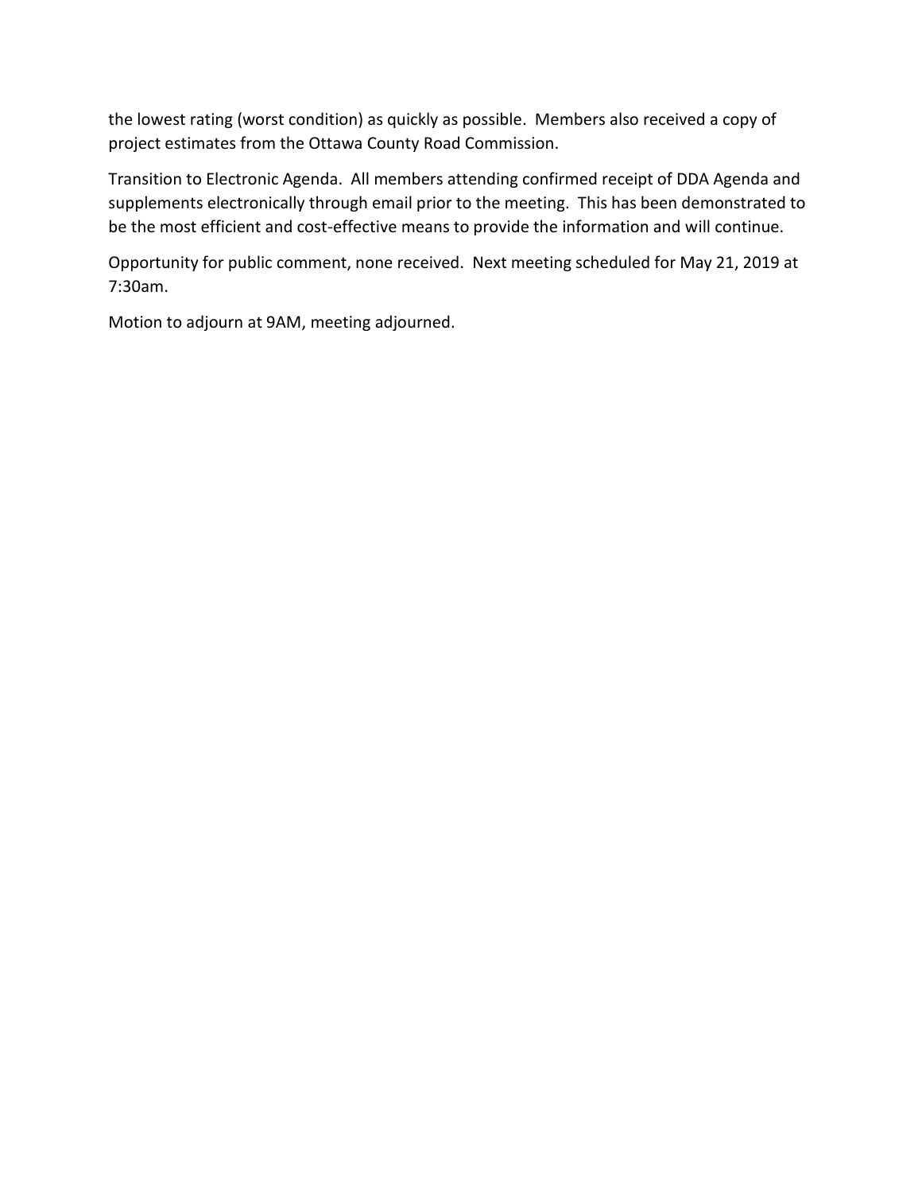the lowest rating (worst condition) as quickly as possible. Members also received a copy of project estimates from the Ottawa County Road Commission.

Transition to Electronic Agenda. All members attending confirmed receipt of DDA Agenda and supplements electronically through email prior to the meeting. This has been demonstrated to be the most efficient and cost-effective means to provide the information and will continue.

Opportunity for public comment, none received. Next meeting scheduled for May 21, 2019 at 7:30am.

Motion to adjourn at 9AM, meeting adjourned.